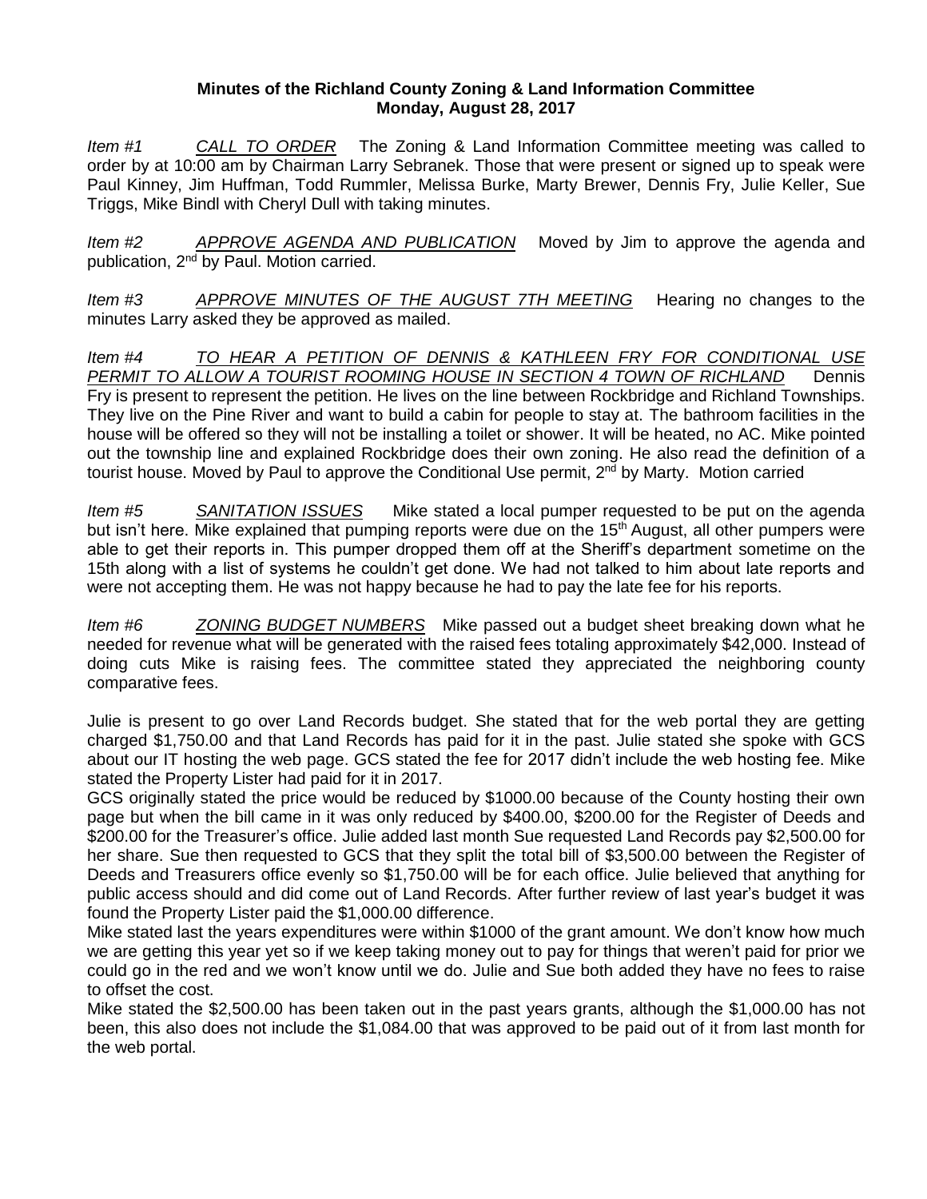# Minutes of the Richland County Zoning & Land Information Committee
## Monday, August 28, 2017

*Item #1* *CALL TO ORDER* The Zoning & Land Information Committee meeting was called to order by at 10:00 am by Chairman Larry Sebranek. Those that were present or signed up to speak were Paul Kinney, Jim Huffman, Todd Rummler, Melissa Burke, Marty Brewer, Dennis Fry, Julie Keller, Sue Triggs, Mike Bindl with Cheryl Dull with taking minutes.

*Item #2* *APPROVE AGENDA AND PUBLICATION* Moved by Jim to approve the agenda and publication, 2nd by Paul. Motion carried.

*Item #3* *APPROVE MINUTES OF THE AUGUST 7TH MEETING* Hearing no changes to the minutes Larry asked they be approved as mailed.

*Item #4* *TO HEAR A PETITION OF DENNIS & KATHLEEN FRY FOR CONDITIONAL USE PERMIT TO ALLOW A TOURIST ROOMING HOUSE IN SECTION 4 TOWN OF RICHLAND* Dennis Fry is present to represent the petition. He lives on the line between Rockbridge and Richland Townships. They live on the Pine River and want to build a cabin for people to stay at. The bathroom facilities in the house will be offered so they will not be installing a toilet or shower. It will be heated, no AC. Mike pointed out the township line and explained Rockbridge does their own zoning. He also read the definition of a tourist house. Moved by Paul to approve the Conditional Use permit, 2nd by Marty. Motion carried

*Item #5* *SANITATION ISSUES* Mike stated a local pumper requested to be put on the agenda but isn't here. Mike explained that pumping reports were due on the 15th August, all other pumpers were able to get their reports in. This pumper dropped them off at the Sheriff's department sometime on the 15th along with a list of systems he couldn't get done. We had not talked to him about late reports and were not accepting them. He was not happy because he had to pay the late fee for his reports.

*Item #6* *ZONING BUDGET NUMBERS* Mike passed out a budget sheet breaking down what he needed for revenue what will be generated with the raised fees totaling approximately $42,000. Instead of doing cuts Mike is raising fees. The committee stated they appreciated the neighboring county comparative fees.

Julie is present to go over Land Records budget. She stated that for the web portal they are getting charged $1,750.00 and that Land Records has paid for it in the past. Julie stated she spoke with GCS about our IT hosting the web page. GCS stated the fee for 2017 didn't include the web hosting fee. Mike stated the Property Lister had paid for it in 2017.

GCS originally stated the price would be reduced by $1000.00 because of the County hosting their own page but when the bill came in it was only reduced by $400.00, $200.00 for the Register of Deeds and $200.00 for the Treasurer's office. Julie added last month Sue requested Land Records pay $2,500.00 for her share. Sue then requested to GCS that they split the total bill of $3,500.00 between the Register of Deeds and Treasurers office evenly so $1,750.00 will be for each office. Julie believed that anything for public access should and did come out of Land Records. After further review of last year's budget it was found the Property Lister paid the $1,000.00 difference.

Mike stated last the years expenditures were within $1000 of the grant amount. We don't know how much we are getting this year yet so if we keep taking money out to pay for things that weren't paid for prior we could go in the red and we won't know until we do. Julie and Sue both added they have no fees to raise to offset the cost.

Mike stated the $2,500.00 has been taken out in the past years grants, although the $1,000.00 has not been, this also does not include the $1,084.00 that was approved to be paid out of it from last month for the web portal.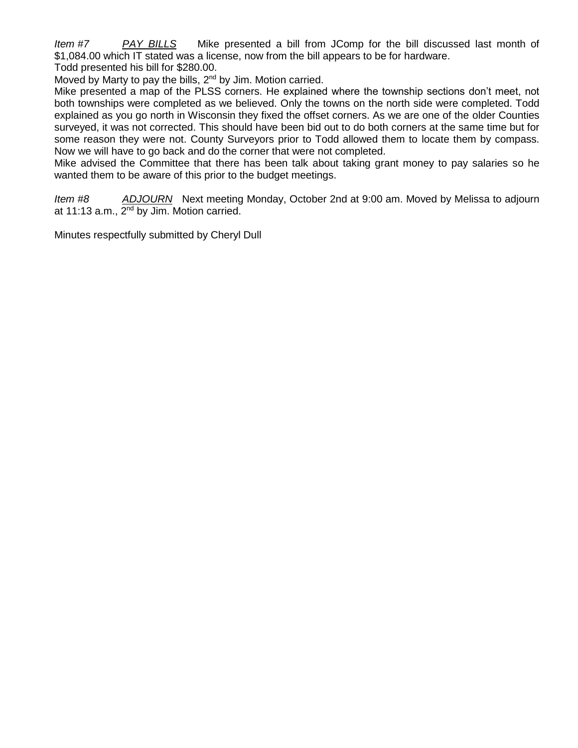*Item #7* ***PAY BILLS*** Mike presented a bill from JComp for the bill discussed last month of $1,084.00 which IT stated was a license, now from the bill appears to be for hardware.
Todd presented his bill for $280.00.
Moved by Marty to pay the bills, 2nd by Jim. Motion carried.
Mike presented a map of the PLSS corners. He explained where the township sections don't meet, not both townships were completed as we believed. Only the towns on the north side were completed. Todd explained as you go north in Wisconsin they fixed the offset corners. As we are one of the older Counties surveyed, it was not corrected. This should have been bid out to do both corners at the same time but for some reason they were not. County Surveyors prior to Todd allowed them to locate them by compass. Now we will have to go back and do the corner that were not completed.
Mike advised the Committee that there has been talk about taking grant money to pay salaries so he wanted them to be aware of this prior to the budget meetings.

*Item #8* ***ADJOURN*** Next meeting Monday, October 2nd at 9:00 am. Moved by Melissa to adjourn at 11:13 a.m., 2nd by Jim. Motion carried.

Minutes respectfully submitted by Cheryl Dull